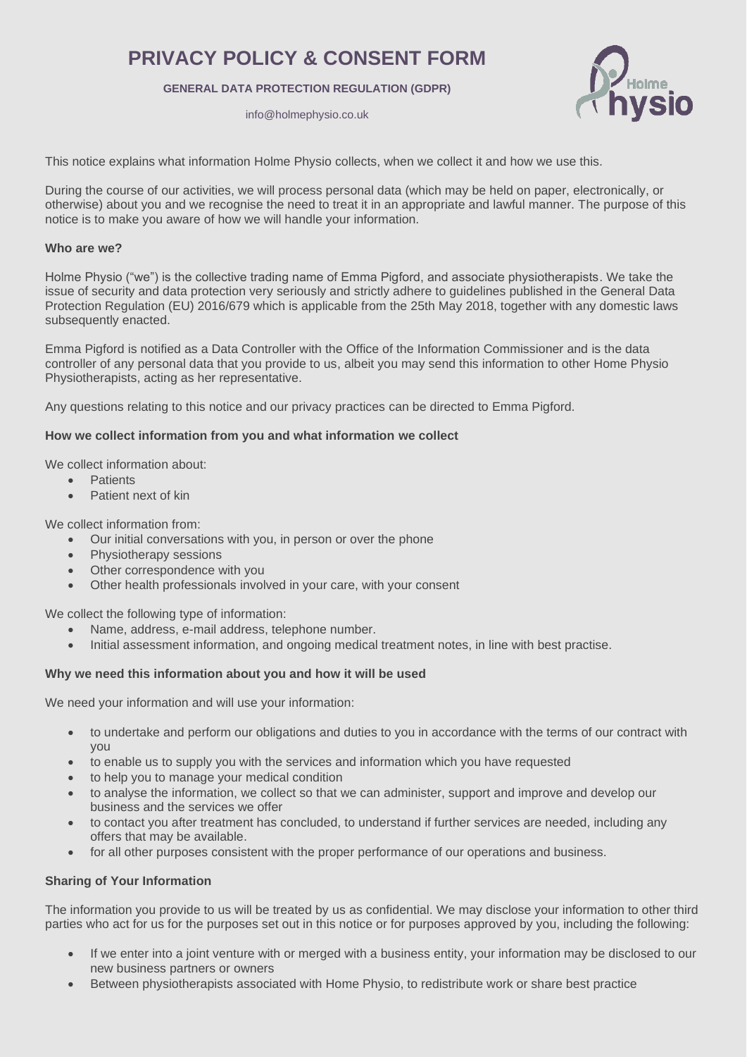# PRIVACY POLICY & CONSENT FORM

**GENERAL DATA PROTECTION REGULATION (GDPR)**

info@holmephysio.co.uk

This notice explains what information Holme Physio collects, when we collect it and how we use this.

During the course of our activities, we will process personal data (which may be held on paper, electronically, or otherwise) about you and we recognise the need to treat it in an appropriate and lawful manner. The purpose of this notice is to make you aware of how we will handle your information.

**Who are we?**

Holme Physio ("we") is the collective trading name of Emma Pigford, and associate physiotherapists. We take the issue of security and data protection very seriously and strictly adhere to guidelines published in the General Data Protection Regulation (EU) 2016/679 which is applicable from the 25th May 2018, together with any domestic laws subsequently enacted.

Emma Pigford is notified as a Data Controller with the Office of the Information Commissioner and is the data controller of any personal data that you provide to us, albeit you may send this information to other Home Physio Physiotherapists, acting as her representative.

Any questions relating to this notice and our privacy practices can be directed to Emma Pigford.

**How we collect information from you and what information we collect**

We collect information about:

- Patients
- Patient next of kin

We collect information from:

- Our initial conversations with you, in person or over the phone
- Physiotherapy sessions
- Other correspondence with you
- Other health professionals involved in your care, with your consent

We collect the following type of information:

- Name, address, e-mail address, telephone number.
- Initial assessment information, and ongoing medical treatment notes, in line with best practise.

**Why we need this information about you and how it will be used**

We need your information and will use your information:

- to undertake and perform our obligations and duties to you in accordance with the terms of our contract with you
- to enable us to supply you with the services and information which you have requested
- to help you to manage your medical condition
- to analyse the information, we collect so that we can administer, support and improve and develop our business and the services we offer
- to contact you after treatment has concluded, to understand if further services are needed, including any offers that may be available.
- for all other purposes consistent with the proper performance of our operations and business.

**Sharing of Your Information**

The information you provide to us will be treated by us as confidential. We may disclose your information to other third parties who act for us for the purposes set out in this notice or for purposes approved by you, including the following:

- If we enter into a joint venture with or merged with a business entity, your information may be disclosed to our new business partners or owners
- Between physiotherapists associated with Home Physio, to redistribute work or share best practice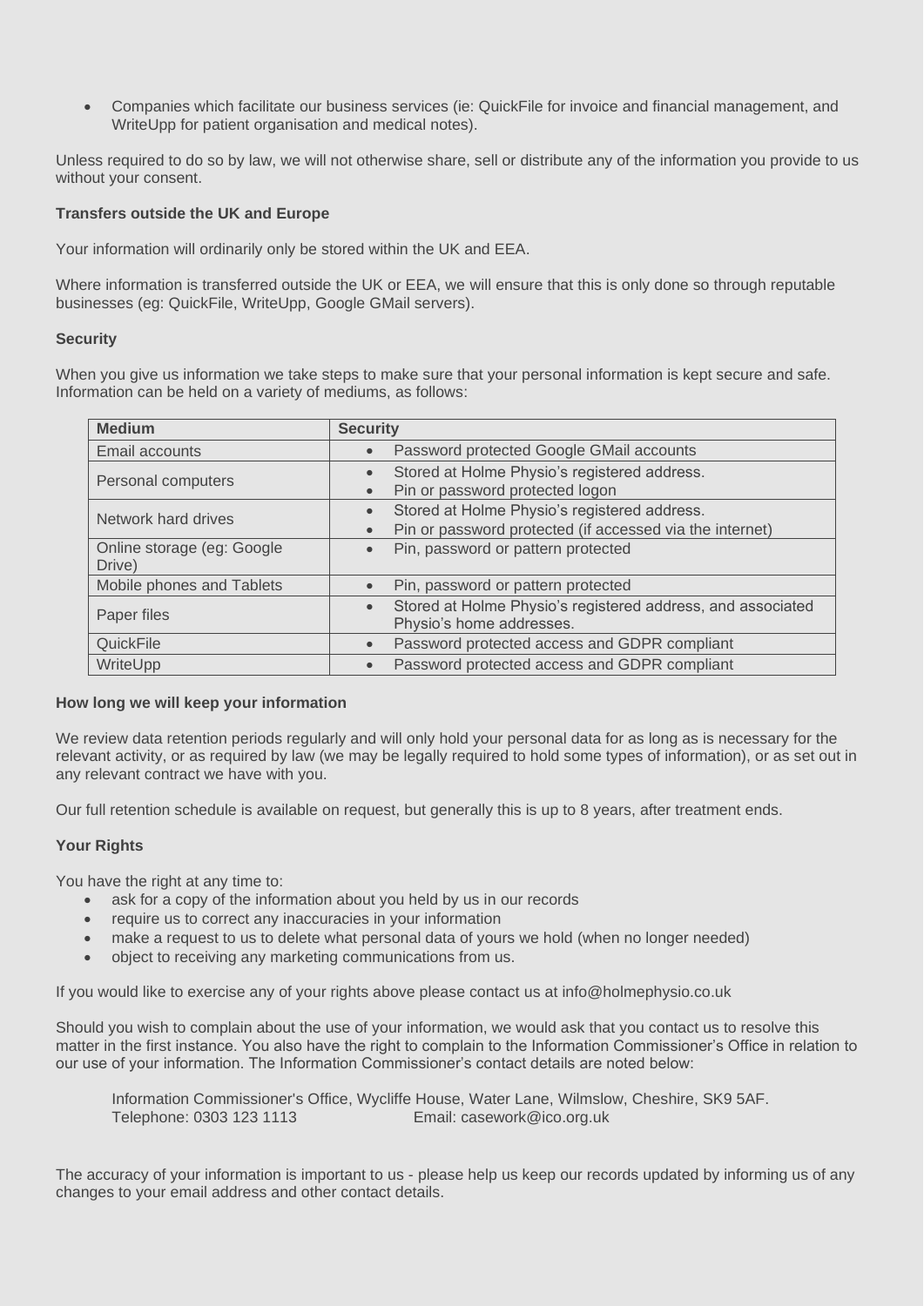- Companies which facilitate our business services (ie: QuickFile for invoice and financial management, and WriteUpp for patient organisation and medical notes).

Unless required to do so by law, we will not otherwise share, sell or distribute any of the information you provide to us without your consent.

**Transfers outside the UK and Europe**

Your information will ordinarily only be stored within the UK and EEA.

Where information is transferred outside the UK or EEA, we will ensure that this is only done so through reputable businesses (eg: QuickFile, WriteUpp, Google GMail servers).

**Security**

When you give us information we take steps to make sure that your personal information is kept secure and safe. Information can be held on a variety of mediums, as follows:

| Medium | Security |
|---|---|
| Email accounts | • Password protected Google GMail accounts |
| Personal computers | • Stored at Holme Physio's registered address.<br>• Pin or password protected logon |
| Network hard drives | • Stored at Holme Physio's registered address.<br>• Pin or password protected (if accessed via the internet) |
| Online storage (eg: Google Drive) | • Pin, password or pattern protected |
| Mobile phones and Tablets | • Pin, password or pattern protected |
| Paper files | • Stored at Holme Physio's registered address, and associated Physio's home addresses. |
| QuickFile | • Password protected access and GDPR compliant |
| WriteUpp | • Password protected access and GDPR compliant |

**How long we will keep your information**

We review data retention periods regularly and will only hold your personal data for as long as is necessary for the relevant activity, or as required by law (we may be legally required to hold some types of information), or as set out in any relevant contract we have with you.

Our full retention schedule is available on request, but generally this is up to 8 years, after treatment ends.

**Your Rights**

You have the right at any time to:

- ask for a copy of the information about you held by us in our records
- require us to correct any inaccuracies in your information
- make a request to us to delete what personal data of yours we hold (when no longer needed)
- object to receiving any marketing communications from us.

If you would like to exercise any of your rights above please contact us at info@holmephysio.co.uk

Should you wish to complain about the use of your information, we would ask that you contact us to resolve this matter in the first instance. You also have the right to complain to the Information Commissioner's Office in relation to our use of your information. The Information Commissioner's contact details are noted below:

Information Commissioner's Office, Wycliffe House, Water Lane, Wilmslow, Cheshire, SK9 5AF.
Telephone: 0303 123 1113 Email: casework@ico.org.uk

The accuracy of your information is important to us - please help us keep our records updated by informing us of any changes to your email address and other contact details.